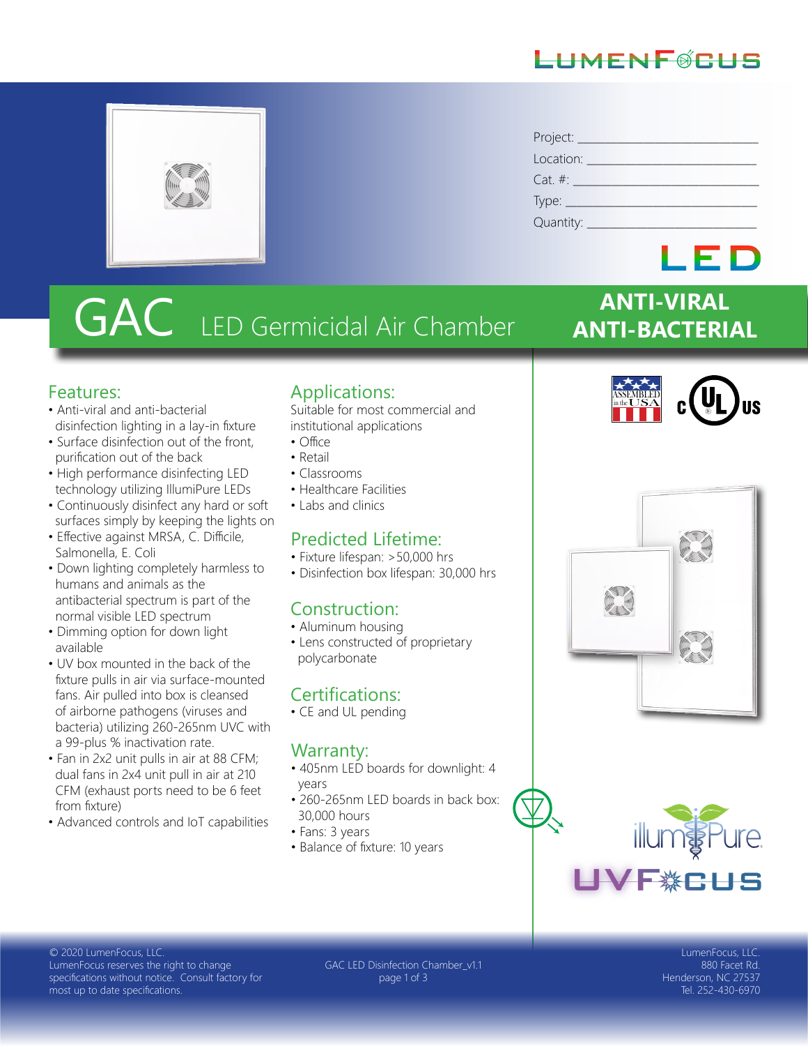LUMENFOCUS

Project: ______________________

Location: ______________________

Cat. #: ______________________

Type: ______________________

Quantity: ______________________

LED

# GAC LED Germicidal Air Chamber

**ANTI-VIRAL**
**ANTI-BACTERIAL**

## Features:

- Anti-viral and anti-bacterial disinfection lighting in a lay-in fixture
- Surface disinfection out of the front, purification out of the back
- High performance disinfecting LED technology utilizing IllumiPure LEDs
- Continuously disinfect any hard or soft surfaces simply by keeping the lights on
- Effective against MRSA, C. Difficile, Salmonella, E. Coli
- Down lighting completely harmless to humans and animals as the antibacterial spectrum is part of the normal visible LED spectrum
- Dimming option for down light available
- UV box mounted in the back of the fixture pulls in air via surface-mounted fans. Air pulled into box is cleansed of airborne pathogens (viruses and bacteria) utilizing 260-265nm UVC with a 99-plus % inactivation rate.
- Fan in 2x2 unit pulls in air at 88 CFM; dual fans in 2x4 unit pull in air at 210 CFM (exhaust ports need to be 6 feet from fixture)
- Advanced controls and IoT capabilities

## Applications:

Suitable for most commercial and institutional applications

- Office
- Retail
- Classrooms
- Healthcare Facilities
- Labs and clinics

## Predicted Lifetime:

- Fixture lifespan: >50,000 hrs
- Disinfection box lifespan: 30,000 hrs

## Construction:

- Aluminum housing
- Lens constructed of proprietary polycarbonate

## Certifications:

- CE and UL pending

## Warranty:

- 405nm LED boards for downlight: 4 years
- 260-265nm LED boards in back box: 30,000 hours
- Fans: 3 years
- Balance of fixture: 10 years

ASSEMBLED in the USA

c UL us

illumiPure

UVFOCUS

© 2020 LumenFocus, LLC.
LumenFocus reserves the right to change specifications without notice. Consult factory for most up to date specifications.

GAC LED Disinfection Chamber_v1.1

LumenFocus, LLC.
880 Facet Rd.
Henderson, NC 27537
Tel. 252-430-6970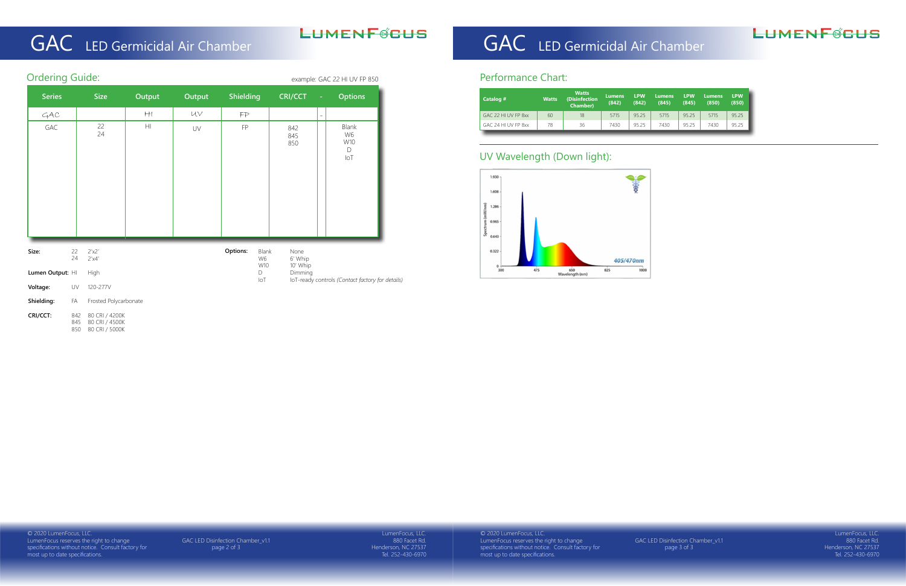# GAC LED Germicidal Air Chamber

## Ordering Guide:

example: GAC 22 HI UV FP 850

| Series | Size | Output | Output | Shielding | CRI/CCT | - | Options |
|---|---|---|---|---|---|---|---|
| GAC | | HI | UV | FP | | - | |
| GAC | 22<br>24 | HI | UV | FP | 842<br>845<br>850 | | Blank<br>W6<br>W10<br>D<br>IoT |

**Size:** 22 2'x2'
24 2'x4'

**Lumen Output:** HI High

**Voltage:** UV 120-277V

**Shielding:** FA Frosted Polycarbonate

**CRI/CCT:** 842 80 CRI / 4200K
845 80 CRI / 4500K
850 80 CRI / 5000K

**Options:** Blank None
W6 6' Whip
W10 10' Whip
D Dimming
IoT IoT-ready controls *(Contact factory for details)*

# GAC LED Germicidal Air Chamber

## Performance Chart:

| Catalog # | Watts | Watts (Disinfection Chamber) | Lumens (842) | LPW (842) | Lumens (845) | LPW (845) | Lumens (850) | LPW (850) |
|---|---|---|---|---|---|---|---|---|
| GAC 22 HI UV FP 8xx | 60 | 18 | 5715 | 95.25 | 5715 | 95.25 | 5715 | 95.25 |
| GAC 24 HI UV FP 8xx | 78 | 36 | 7430 | 95.25 | 7430 | 95.25 | 7430 | 95.25 |

## UV Wavelength (Down light):

Spectrum (mW/nm)
1.930
1.608
1.286
0.965
0.643
0.322
0
300
475
650
825
1000
Wavelength (nm)
405/470nm